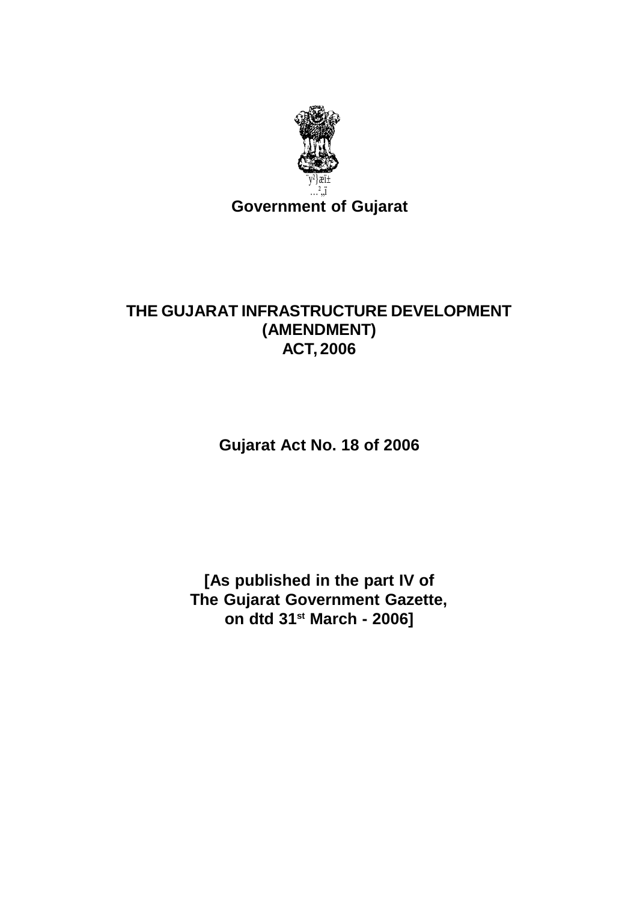**Government of Gujarat**

# THE GUJARAT INFRASTRUCTURE DEVELOPMENT (AMENDMENT) ACT, 2006

**Gujarat Act No. 18 of 2006**

**[As published in the part IV of The Gujarat Government Gazette, on dtd 31st March - 2006]**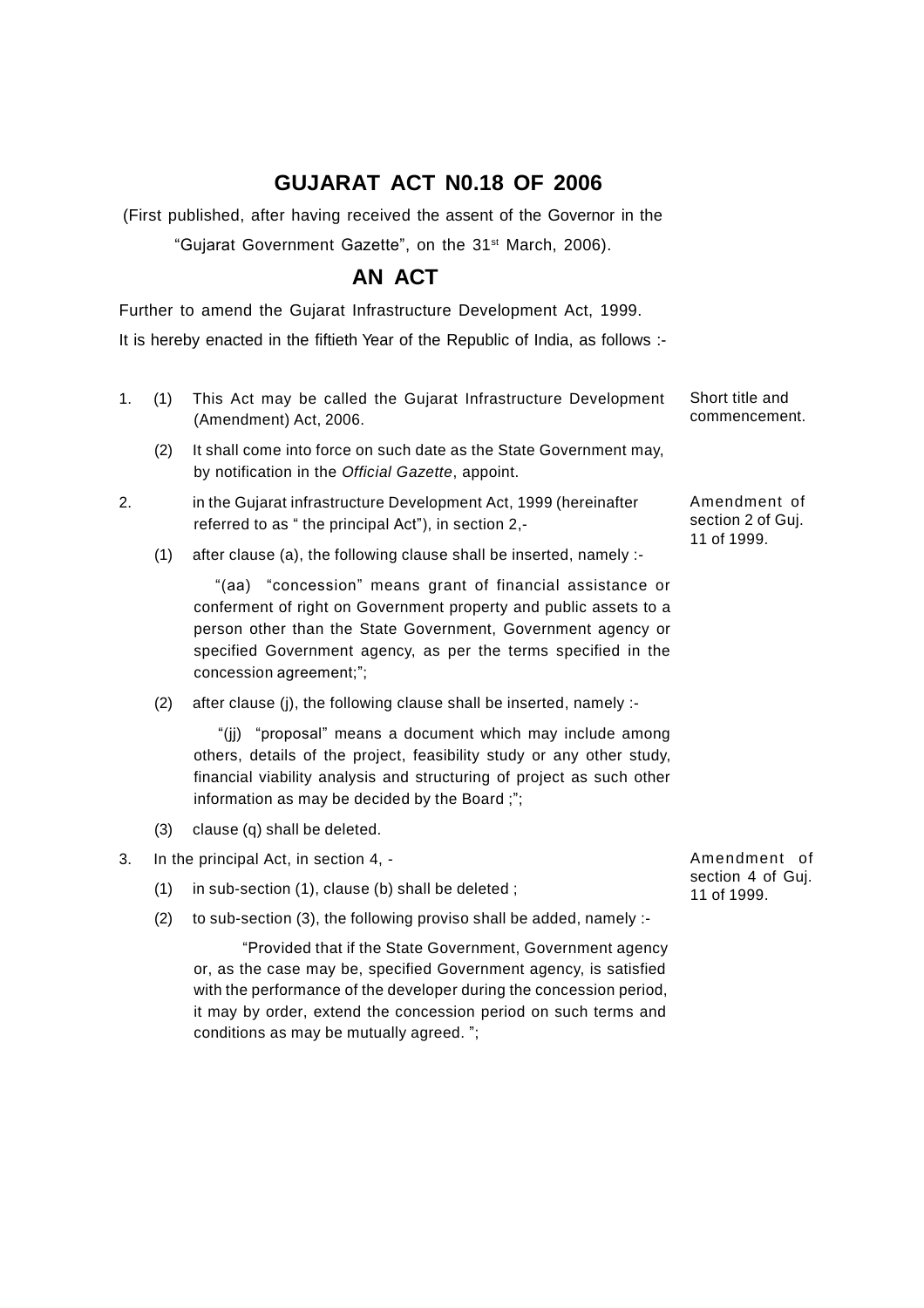# GUJARAT ACT N0.18 OF 2006

(First published, after having received the assent of the Governor in the "Gujarat Government Gazette", on the 31st March, 2006).

## AN ACT

Further to amend the Gujarat Infrastructure Development Act, 1999.

It is hereby enacted in the fiftieth Year of the Republic of India, as follows :-

1. (1) This Act may be called the Gujarat Infrastructure Development (Amendment) Act, 2006.

   (2) It shall come into force on such date as the State Government may, by notification in the *Official Gazette*, appoint.

   *Short title and commencement.*

2. in the Gujarat infrastructure Development Act, 1999 (hereinafter referred to as " the principal Act"), in section 2,-

   *Amendment of section 2 of Guj. 11 of 1999.*

   (1) after clause (a), the following clause shall be inserted, namely :-

   "(aa) "concession" means grant of financial assistance or conferment of right on Government property and public assets to a person other than the State Government, Government agency or specified Government agency, as per the terms specified in the concession agreement;";

   (2) after clause (j), the following clause shall be inserted, namely :-

   "(jj) "proposal" means a document which may include among others, details of the project, feasibility study or any other study, financial viability analysis and structuring of project as such other information as may be decided by the Board ;";

   (3) clause (q) shall be deleted.

3. In the principal Act, in section 4, -

   *Amendment of section 4 of Guj. 11 of 1999.*

   (1) in sub-section (1), clause (b) shall be deleted ;

   (2) to sub-section (3), the following proviso shall be added, namely :-

   "Provided that if the State Government, Government agency or, as the case may be, specified Government agency, is satisfied with the performance of the developer during the concession period, it may by order, extend the concession period on such terms and conditions as may be mutually agreed. ";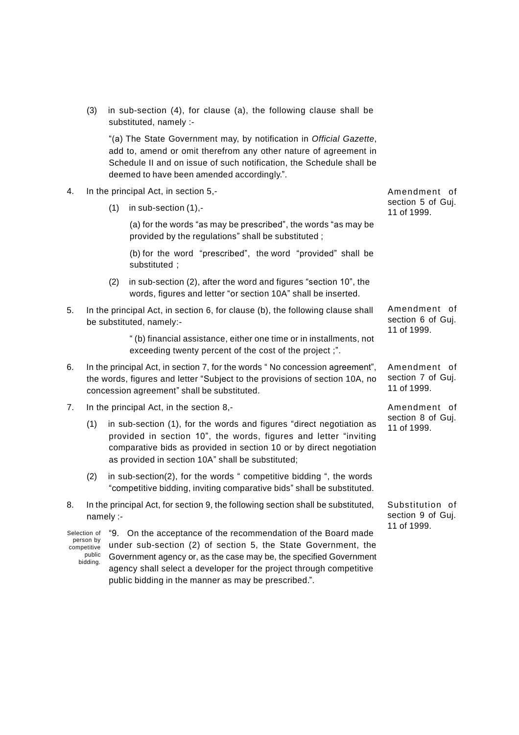(3) in sub-section (4), for clause (a), the following clause shall be substituted, namely :-

"(a) The State Government may, by notification in *Official Gazette*, add to, amend or omit therefrom any other nature of agreement in Schedule II and on issue of such notification, the Schedule shall be deemed to have been amended accordingly.".

4. In the principal Act, in section 5,- *Amendment of section 5 of Guj. 11 of 1999.*

(1) in sub-section (1),-

(a) for the words "as may be prescribed", the words "as may be provided by the regulations" shall be substituted ;

(b) for the word "prescribed", the word "provided" shall be substituted ;

(2) in sub-section (2), after the word and figures "section 10", the words, figures and letter "or section 10A" shall be inserted.

5. In the principal Act, in section 6, for clause (b), the following clause shall be substituted, namely:- *Amendment of section 6 of Guj. 11 of 1999.*

" (b) financial assistance, either one time or in installments, not exceeding twenty percent of the cost of the project ;".

6. In the principal Act, in section 7, for the words " No concession agreement", the words, figures and letter "Subject to the provisions of section 10A, no concession agreement" shall be substituted. *Amendment of section 7 of Guj. 11 of 1999.*

7. In the principal Act, in the section 8,- *Amendment of section 8 of Guj. 11 of 1999.*

(1) in sub-section (1), for the words and figures "direct negotiation as provided in section 10", the words, figures and letter "inviting comparative bids as provided in section 10 or by direct negotiation as provided in section 10A" shall be substituted;

(2) in sub-section(2), for the words " competitive bidding ", the words "competitive bidding, inviting comparative bids" shall be substituted.

8. In the principal Act, for section 9, the following section shall be substituted, namely :- *Substitution of section 9 of Guj. 11 of 1999.*

*Selection of person by competitive public bidding.*

"9. On the acceptance of the recommendation of the Board made under sub-section (2) of section 5, the State Government, the Government agency or, as the case may be, the specified Government agency shall select a developer for the project through competitive public bidding in the manner as may be prescribed.".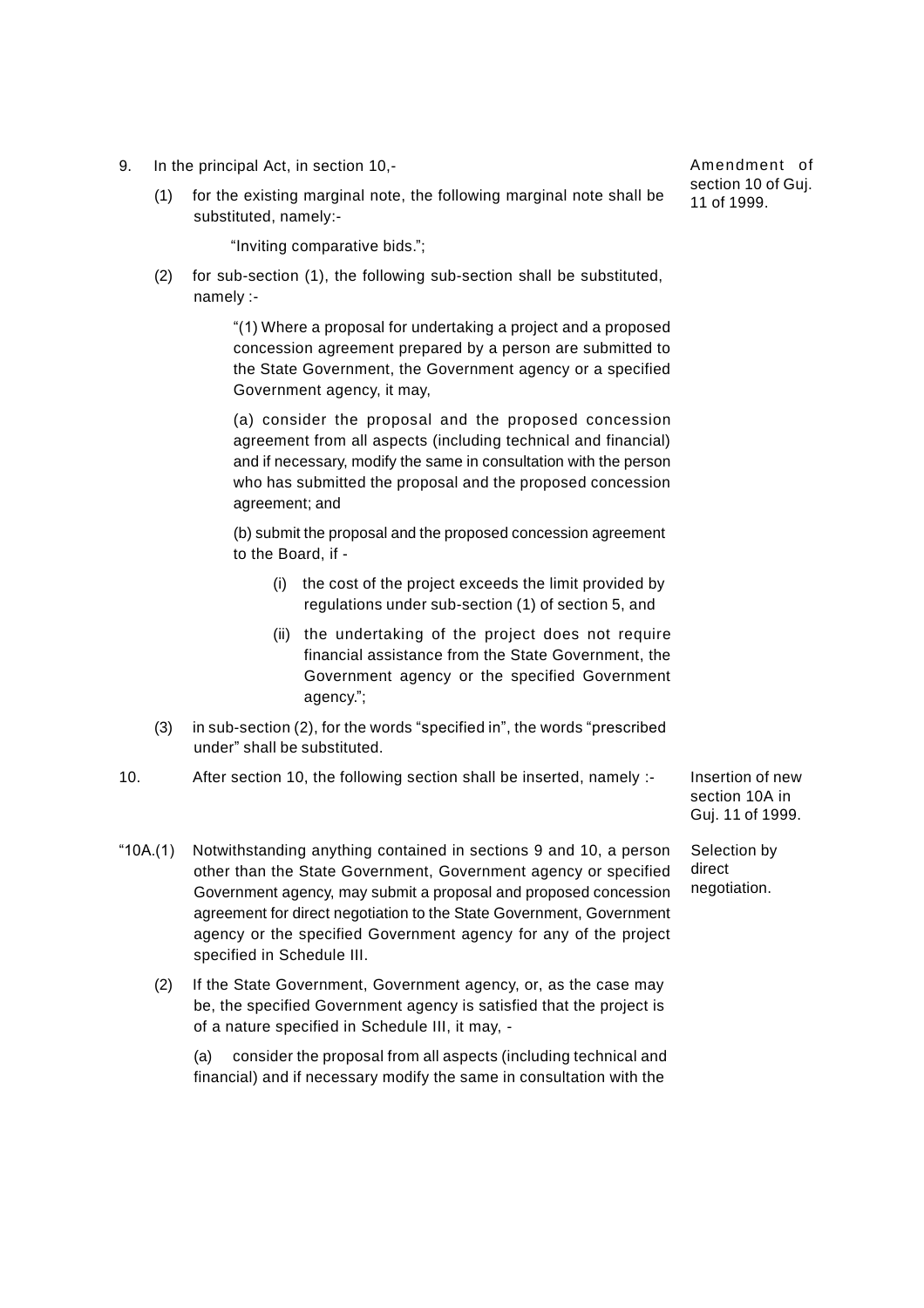9. In the principal Act, in section 10,-

*Amendment of section 10 of Guj. 11 of 1999.*

(1) for the existing marginal note, the following marginal note shall be substituted, namely:-

"Inviting comparative bids.";

(2) for sub-section (1), the following sub-section shall be substituted, namely :-

"(1) Where a proposal for undertaking a project and a proposed concession agreement prepared by a person are submitted to the State Government, the Government agency or a specified Government agency, it may,

(a) consider the proposal and the proposed concession agreement from all aspects (including technical and financial) and if necessary, modify the same in consultation with the person who has submitted the proposal and the proposed concession agreement; and

(b) submit the proposal and the proposed concession agreement to the Board, if -

(i) the cost of the project exceeds the limit provided by regulations under sub-section (1) of section 5, and

(ii) the undertaking of the project does not require financial assistance from the State Government, the Government agency or the specified Government agency.";

(3) in sub-section (2), for the words "specified in", the words "prescribed under" shall be substituted.

10. After section 10, the following section shall be inserted, namely :-

*Insertion of new section 10A in Guj. 11 of 1999.*

*Selection by direct negotiation.*

"10A.(1) Notwithstanding anything contained in sections 9 and 10, a person other than the State Government, Government agency or specified Government agency, may submit a proposal and proposed concession agreement for direct negotiation to the State Government, Government agency or the specified Government agency for any of the project specified in Schedule III.

(2) If the State Government, Government agency, or, as the case may be, the specified Government agency is satisfied that the project is of a nature specified in Schedule III, it may, -

(a) consider the proposal from all aspects (including technical and financial) and if necessary modify the same in consultation with the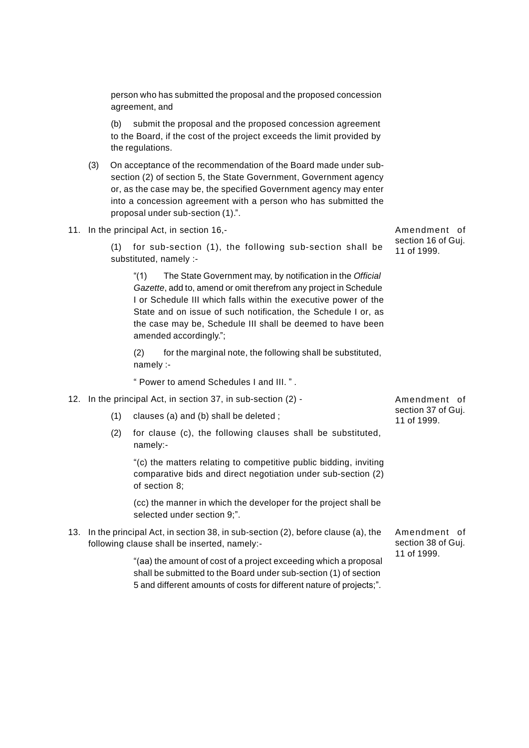person who has submitted the proposal and the proposed concession agreement, and

(b) submit the proposal and the proposed concession agreement to the Board, if the cost of the project exceeds the limit provided by the regulations.

(3) On acceptance of the recommendation of the Board made under sub-section (2) of section 5, the State Government, Government agency or, as the case may be, the specified Government agency may enter into a concession agreement with a person who has submitted the proposal under sub-section (1).".

11. In the principal Act, in section 16,-

Amendment of section 16 of Guj. 11 of 1999.

(1) for sub-section (1), the following sub-section shall be substituted, namely :-

"(1) The State Government may, by notification in the *Official Gazette*, add to, amend or omit therefrom any project in Schedule I or Schedule III which falls within the executive power of the State and on issue of such notification, the Schedule I or, as the case may be, Schedule III shall be deemed to have been amended accordingly.";

(2) for the marginal note, the following shall be substituted, namely :-

" Power to amend Schedules I and III. " .

12. In the principal Act, in section 37, in sub-section (2) -

Amendment of section 37 of Guj. 11 of 1999.

(1) clauses (a) and (b) shall be deleted ;

(2) for clause (c), the following clauses shall be substituted, namely:-

"(c) the matters relating to competitive public bidding, inviting comparative bids and direct negotiation under sub-section (2) of section 8;

(cc) the manner in which the developer for the project shall be selected under section 9;".

13. In the principal Act, in section 38, in sub-section (2), before clause (a), the following clause shall be inserted, namely:-

Amendment of section 38 of Guj. 11 of 1999.

"(aa) the amount of cost of a project exceeding which a proposal shall be submitted to the Board under sub-section (1) of section 5 and different amounts of costs for different nature of projects;".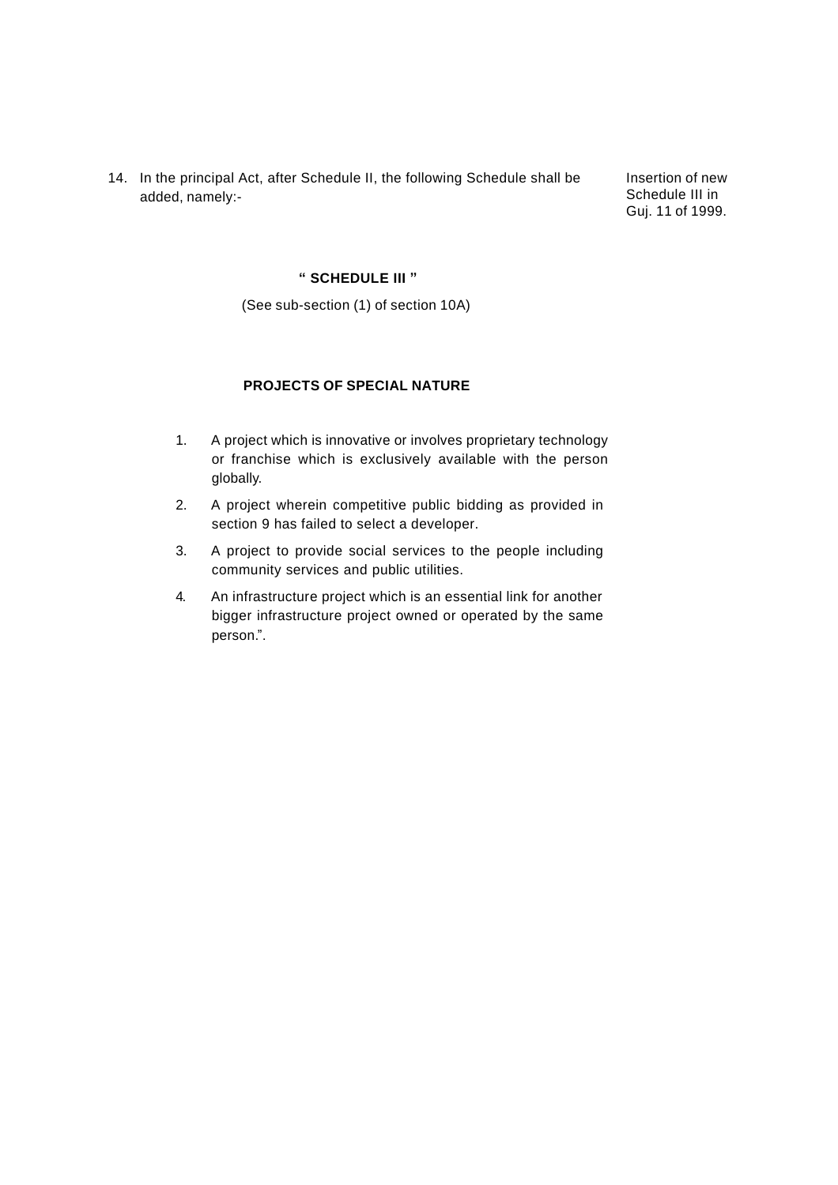14. In the principal Act, after Schedule II, the following Schedule shall be added, namely:-

Insertion of new Schedule III in Guj. 11 of 1999.

**" SCHEDULE III "**

(See sub-section (1) of section 10A)

**PROJECTS OF SPECIAL NATURE**

1. A project which is innovative or involves proprietary technology or franchise which is exclusively available with the person globally.
2. A project wherein competitive public bidding as provided in section 9 has failed to select a developer.
3. A project to provide social services to the people including community services and public utilities.
4. An infrastructure project which is an essential link for another bigger infrastructure project owned or operated by the same person.".